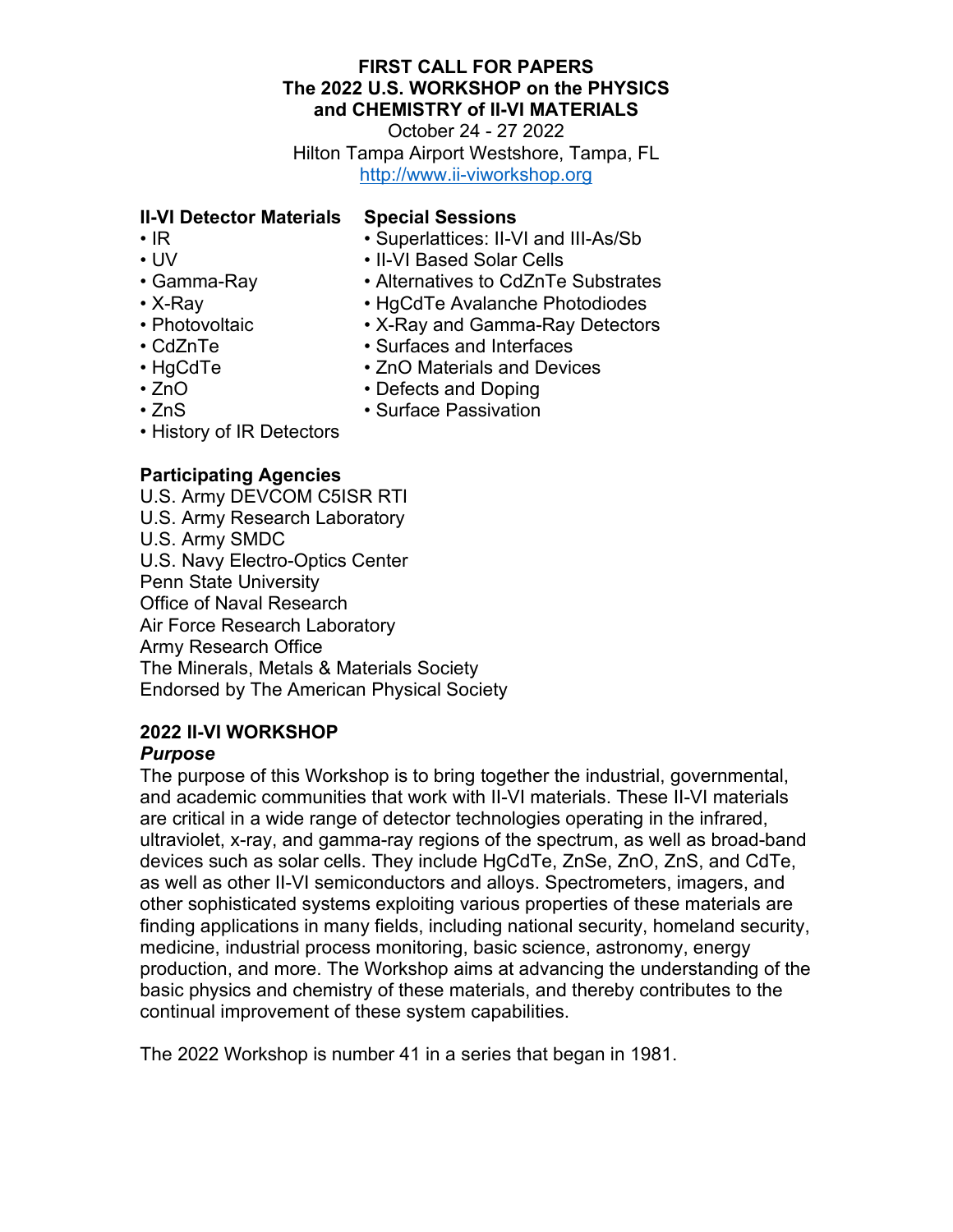# FIRST CALL FOR PAPERS
# The 2022 U.S. WORKSHOP on the PHYSICS and CHEMISTRY of II-VI MATERIALS

October 24 - 27 2022
Hilton Tampa Airport Westshore, Tampa, FL
http://www.ii-viworkshop.org

### II-VI Detector Materials

- IR
- UV
- Gamma-Ray
- X-Ray
- Photovoltaic
- CdZnTe
- HgCdTe
- ZnO
- ZnS
- History of IR Detectors

### Special Sessions

- Superlattices: II-VI and III-As/Sb
- II-VI Based Solar Cells
- Alternatives to CdZnTe Substrates
- HgCdTe Avalanche Photodiodes
- X-Ray and Gamma-Ray Detectors
- Surfaces and Interfaces
- ZnO Materials and Devices
- Defects and Doping
- Surface Passivation

### Participating Agencies

U.S. Army DEVCOM C5ISR RTI
U.S. Army Research Laboratory
U.S. Army SMDC
U.S. Navy Electro-Optics Center
Penn State University
Office of Naval Research
Air Force Research Laboratory
Army Research Office
The Minerals, Metals & Materials Society
Endorsed by The American Physical Society

## 2022 II-VI WORKSHOP

***Purpose***

The purpose of this Workshop is to bring together the industrial, governmental, and academic communities that work with II-VI materials. These II-VI materials are critical in a wide range of detector technologies operating in the infrared, ultraviolet, x-ray, and gamma-ray regions of the spectrum, as well as broad-band devices such as solar cells. They include HgCdTe, ZnSe, ZnO, ZnS, and CdTe, as well as other II-VI semiconductors and alloys. Spectrometers, imagers, and other sophisticated systems exploiting various properties of these materials are finding applications in many fields, including national security, homeland security, medicine, industrial process monitoring, basic science, astronomy, energy production, and more. The Workshop aims at advancing the understanding of the basic physics and chemistry of these materials, and thereby contributes to the continual improvement of these system capabilities.

The 2022 Workshop is number 41 in a series that began in 1981.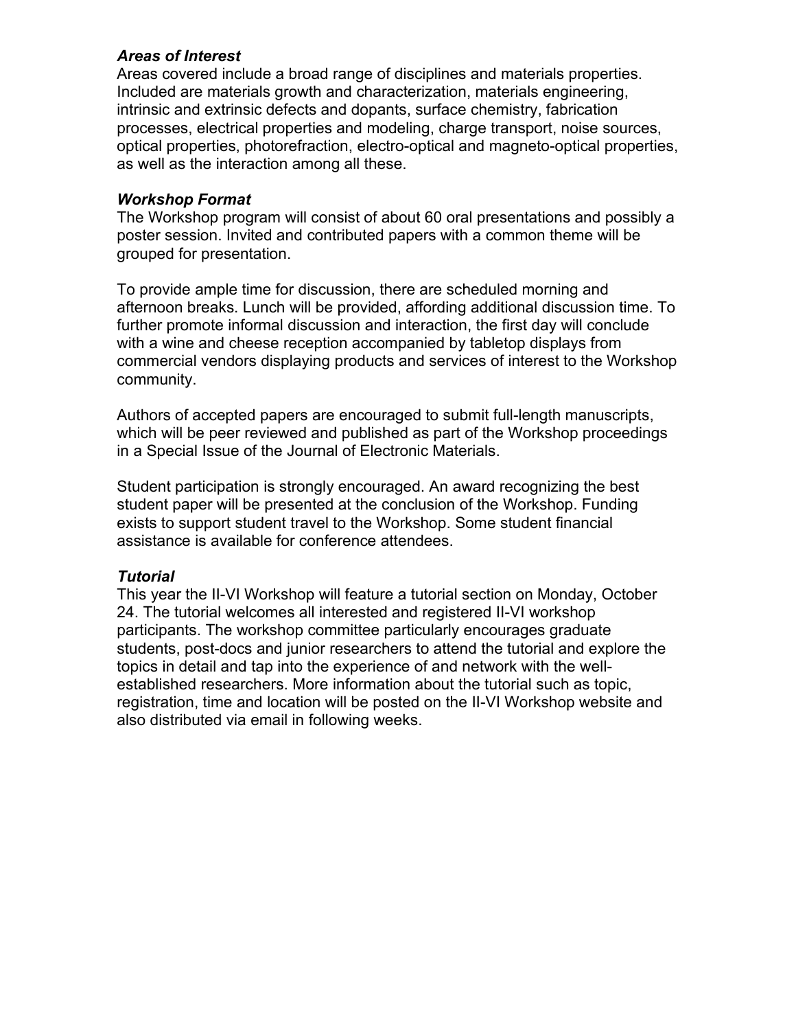### *Areas of Interest*

Areas covered include a broad range of disciplines and materials properties. Included are materials growth and characterization, materials engineering, intrinsic and extrinsic defects and dopants, surface chemistry, fabrication processes, electrical properties and modeling, charge transport, noise sources, optical properties, photorefraction, electro-optical and magneto-optical properties, as well as the interaction among all these.

### *Workshop Format*

The Workshop program will consist of about 60 oral presentations and possibly a poster session. Invited and contributed papers with a common theme will be grouped for presentation.

To provide ample time for discussion, there are scheduled morning and afternoon breaks. Lunch will be provided, affording additional discussion time. To further promote informal discussion and interaction, the first day will conclude with a wine and cheese reception accompanied by tabletop displays from commercial vendors displaying products and services of interest to the Workshop community.

Authors of accepted papers are encouraged to submit full-length manuscripts, which will be peer reviewed and published as part of the Workshop proceedings in a Special Issue of the Journal of Electronic Materials.

Student participation is strongly encouraged. An award recognizing the best student paper will be presented at the conclusion of the Workshop. Funding exists to support student travel to the Workshop. Some student financial assistance is available for conference attendees.

### *Tutorial*

This year the II-VI Workshop will feature a tutorial section on Monday, October 24. The tutorial welcomes all interested and registered II-VI workshop participants. The workshop committee particularly encourages graduate students, post-docs and junior researchers to attend the tutorial and explore the topics in detail and tap into the experience of and network with the well-established researchers. More information about the tutorial such as topic, registration, time and location will be posted on the II-VI Workshop website and also distributed via email in following weeks.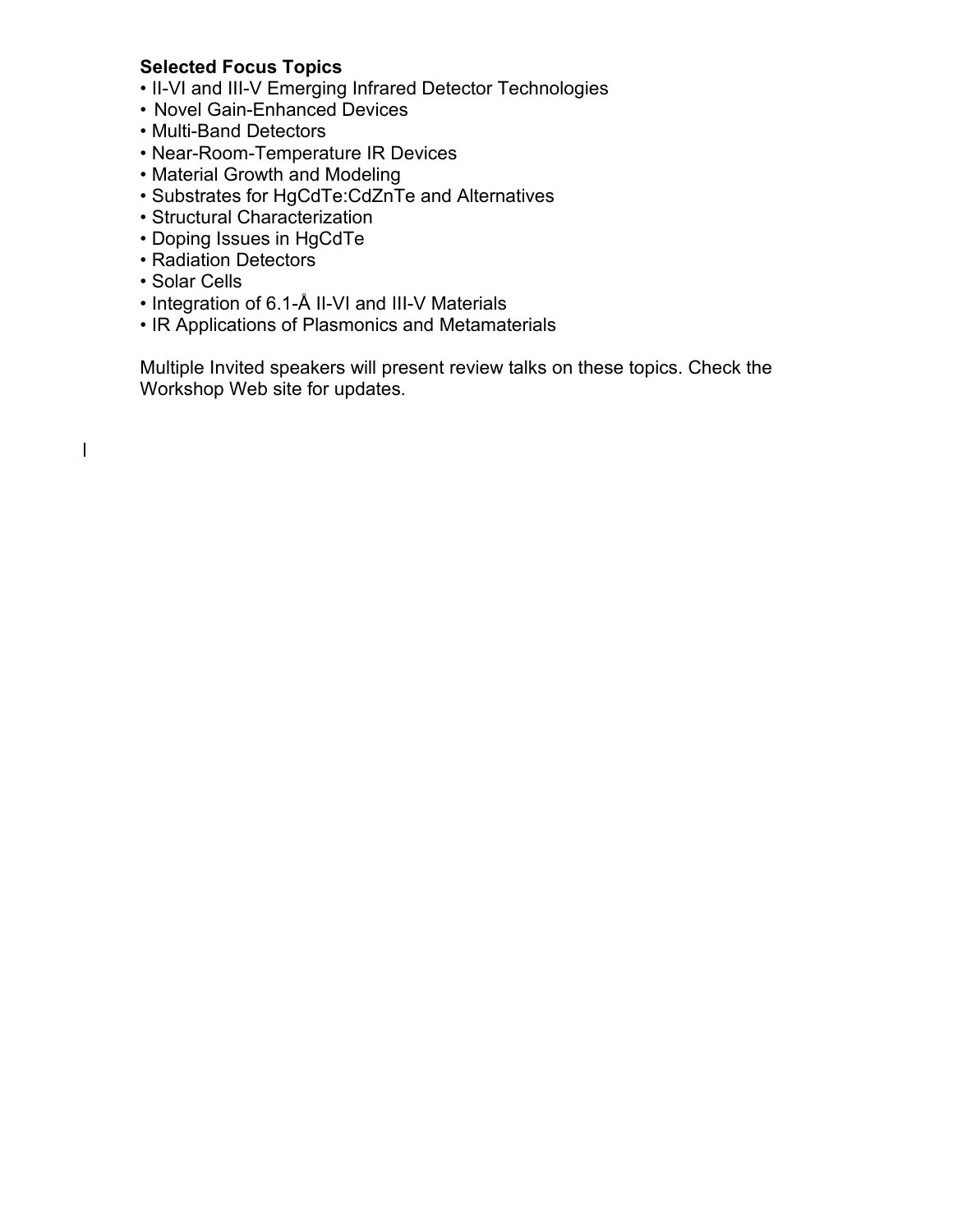**Selected Focus Topics**

- II-VI and III-V Emerging Infrared Detector Technologies
- Novel Gain-Enhanced Devices
- Multi-Band Detectors
- Near-Room-Temperature IR Devices
- Material Growth and Modeling
- Substrates for HgCdTe:CdZnTe and Alternatives
- Structural Characterization
- Doping Issues in HgCdTe
- Radiation Detectors
- Solar Cells
- Integration of 6.1-Å II-VI and III-V Materials
- IR Applications of Plasmonics and Metamaterials

Multiple Invited speakers will present review talks on these topics. Check the Workshop Web site for updates.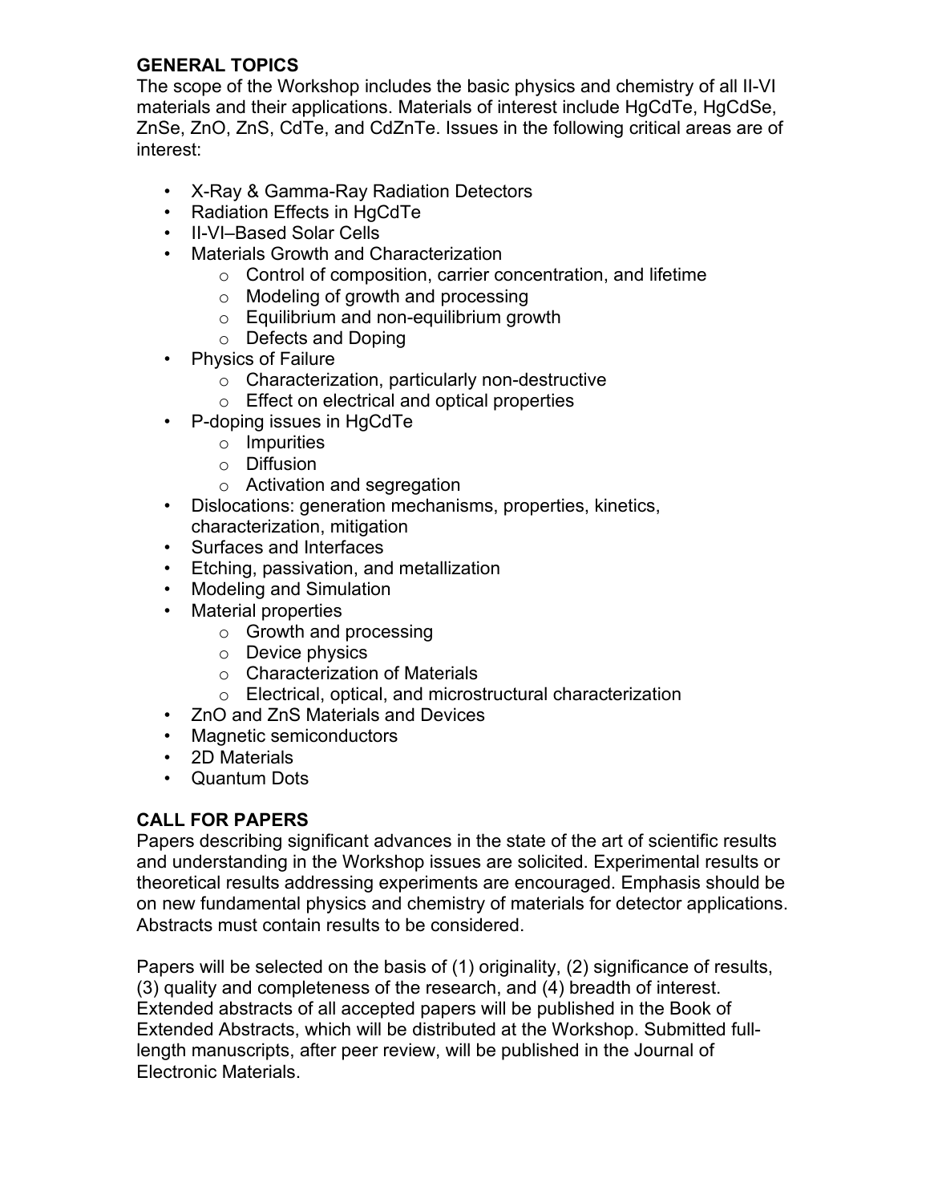## GENERAL TOPICS

The scope of the Workshop includes the basic physics and chemistry of all II-VI materials and their applications. Materials of interest include HgCdTe, HgCdSe, ZnSe, ZnO, ZnS, CdTe, and CdZnTe. Issues in the following critical areas are of interest:

- X-Ray & Gamma-Ray Radiation Detectors
- Radiation Effects in HgCdTe
- II-VI–Based Solar Cells
- Materials Growth and Characterization
  - Control of composition, carrier concentration, and lifetime
  - Modeling of growth and processing
  - Equilibrium and non-equilibrium growth
  - Defects and Doping
- Physics of Failure
  - Characterization, particularly non-destructive
  - Effect on electrical and optical properties
- P-doping issues in HgCdTe
  - Impurities
  - Diffusion
  - Activation and segregation
- Dislocations: generation mechanisms, properties, kinetics, characterization, mitigation
- Surfaces and Interfaces
- Etching, passivation, and metallization
- Modeling and Simulation
- Material properties
  - Growth and processing
  - Device physics
  - Characterization of Materials
  - Electrical, optical, and microstructural characterization
- ZnO and ZnS Materials and Devices
- Magnetic semiconductors
- 2D Materials
- Quantum Dots

## CALL FOR PAPERS

Papers describing significant advances in the state of the art of scientific results and understanding in the Workshop issues are solicited. Experimental results or theoretical results addressing experiments are encouraged. Emphasis should be on new fundamental physics and chemistry of materials for detector applications. Abstracts must contain results to be considered.

Papers will be selected on the basis of (1) originality, (2) significance of results, (3) quality and completeness of the research, and (4) breadth of interest. Extended abstracts of all accepted papers will be published in the Book of Extended Abstracts, which will be distributed at the Workshop. Submitted full-length manuscripts, after peer review, will be published in the Journal of Electronic Materials.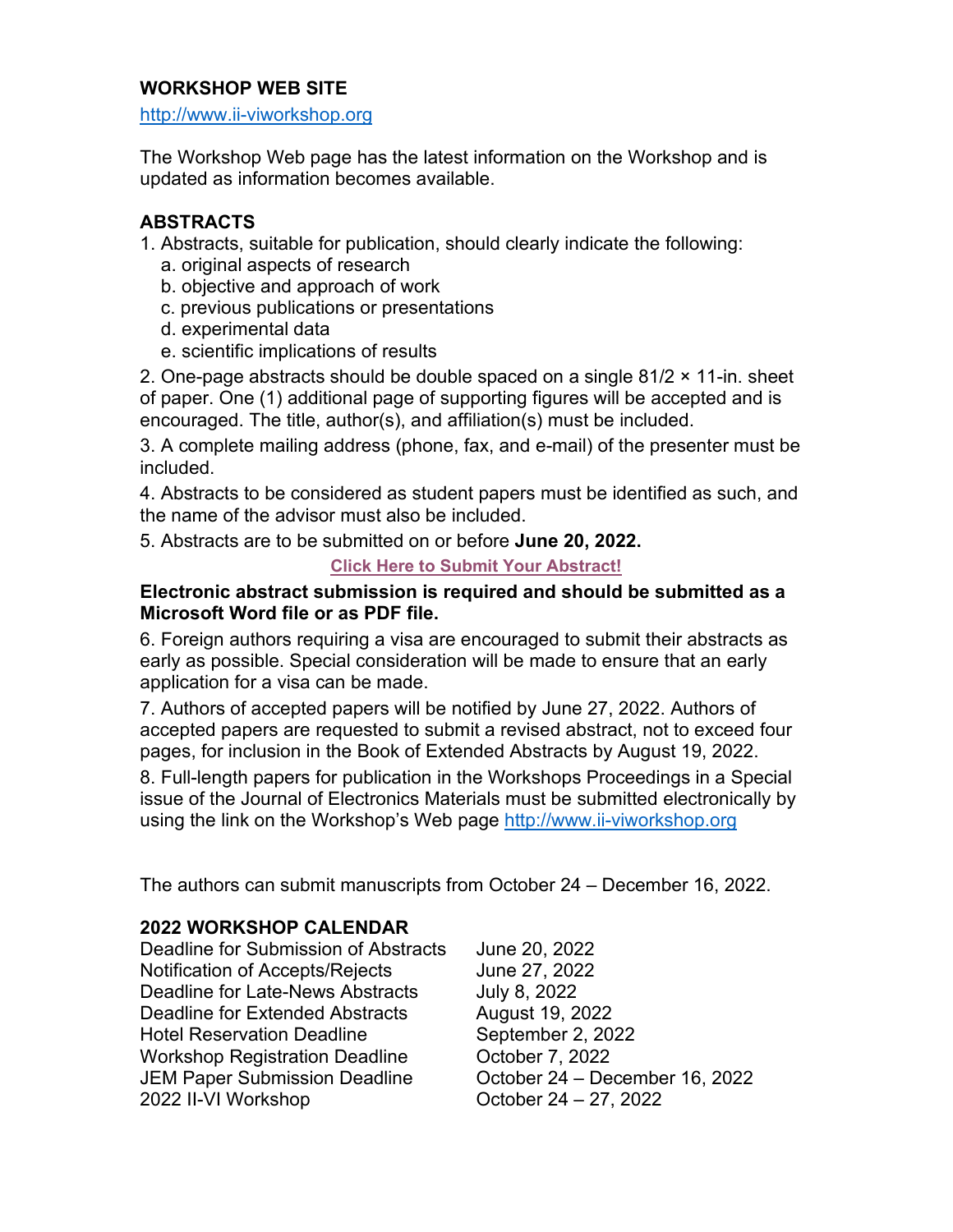## WORKSHOP WEB SITE

http://www.ii-viworkshop.org

The Workshop Web page has the latest information on the Workshop and is updated as information becomes available.

## ABSTRACTS

1. Abstracts, suitable for publication, should clearly indicate the following:
   a. original aspects of research
   b. objective and approach of work
   c. previous publications or presentations
   d. experimental data
   e. scientific implications of results

2. One-page abstracts should be double spaced on a single 81/2 × 11-in. sheet of paper. One (1) additional page of supporting figures will be accepted and is encouraged. The title, author(s), and affiliation(s) must be included.

3. A complete mailing address (phone, fax, and e-mail) of the presenter must be included.

4. Abstracts to be considered as student papers must be identified as such, and the name of the advisor must also be included.

5. Abstracts are to be submitted on or before **June 20, 2022.**

**Click Here to Submit Your Abstract!**

**Electronic abstract submission is required and should be submitted as a Microsoft Word file or as PDF file.**

6. Foreign authors requiring a visa are encouraged to submit their abstracts as early as possible. Special consideration will be made to ensure that an early application for a visa can be made.

7. Authors of accepted papers will be notified by June 27, 2022. Authors of accepted papers are requested to submit a revised abstract, not to exceed four pages, for inclusion in the Book of Extended Abstracts by August 19, 2022.

8. Full-length papers for publication in the Workshops Proceedings in a Special issue of the Journal of Electronics Materials must be submitted electronically by using the link on the Workshop's Web page http://www.ii-viworkshop.org

The authors can submit manuscripts from October 24 – December 16, 2022.

## 2022 WORKSHOP CALENDAR

| | |
|---|---|
| Deadline for Submission of Abstracts | June 20, 2022 |
| Notification of Accepts/Rejects | June 27, 2022 |
| Deadline for Late-News Abstracts | July 8, 2022 |
| Deadline for Extended Abstracts | August 19, 2022 |
| Hotel Reservation Deadline | September 2, 2022 |
| Workshop Registration Deadline | October 7, 2022 |
| JEM Paper Submission Deadline | October 24 – December 16, 2022 |
| 2022 II-VI Workshop | October 24 – 27, 2022 |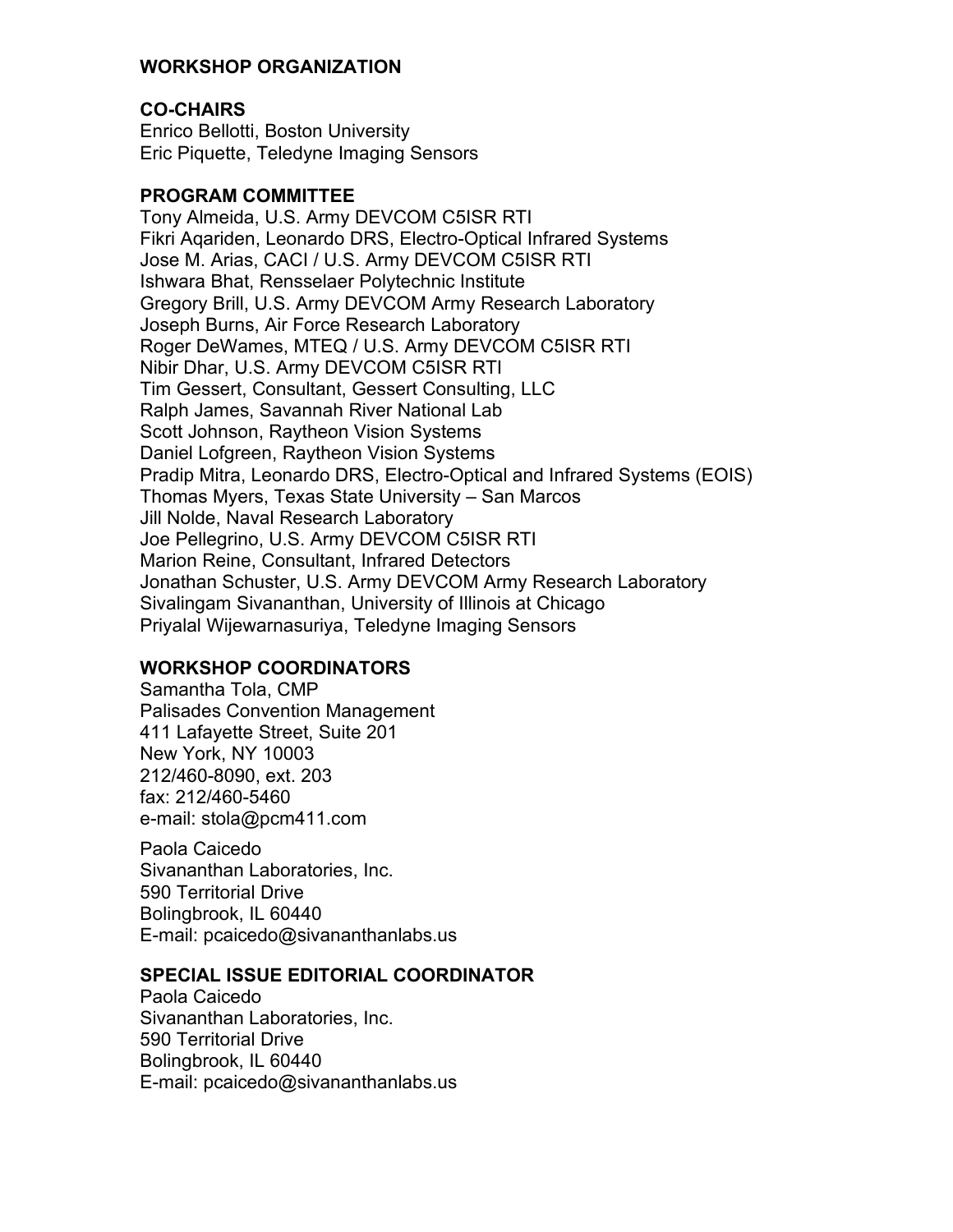## WORKSHOP ORGANIZATION

### CO-CHAIRS

Enrico Bellotti, Boston University
Eric Piquette, Teledyne Imaging Sensors

### PROGRAM COMMITTEE

Tony Almeida, U.S. Army DEVCOM C5ISR RTI
Fikri Aqariden, Leonardo DRS, Electro-Optical Infrared Systems
Jose M. Arias, CACI / U.S. Army DEVCOM C5ISR RTI
Ishwara Bhat, Rensselaer Polytechnic Institute
Gregory Brill, U.S. Army DEVCOM Army Research Laboratory
Joseph Burns, Air Force Research Laboratory
Roger DeWames, MTEQ / U.S. Army DEVCOM C5ISR RTI
Nibir Dhar, U.S. Army DEVCOM C5ISR RTI
Tim Gessert, Consultant, Gessert Consulting, LLC
Ralph James, Savannah River National Lab
Scott Johnson, Raytheon Vision Systems
Daniel Lofgreen, Raytheon Vision Systems
Pradip Mitra, Leonardo DRS, Electro-Optical and Infrared Systems (EOIS)
Thomas Myers, Texas State University – San Marcos
Jill Nolde, Naval Research Laboratory
Joe Pellegrino, U.S. Army DEVCOM C5ISR RTI
Marion Reine, Consultant, Infrared Detectors
Jonathan Schuster, U.S. Army DEVCOM Army Research Laboratory
Sivalingam Sivananthan, University of Illinois at Chicago
Priyalal Wijewarnasuriya, Teledyne Imaging Sensors

### WORKSHOP COORDINATORS

Samantha Tola, CMP
Palisades Convention Management
411 Lafayette Street, Suite 201
New York, NY 10003
212/460-8090, ext. 203
fax: 212/460-5460
e-mail: stola@pcm411.com

Paola Caicedo
Sivananthan Laboratories, Inc.
590 Territorial Drive
Bolingbrook, IL 60440
E-mail: pcaicedo@sivananthanlabs.us

### SPECIAL ISSUE EDITORIAL COORDINATOR

Paola Caicedo
Sivananthan Laboratories, Inc.
590 Territorial Drive
Bolingbrook, IL 60440
E-mail: pcaicedo@sivananthanlabs.us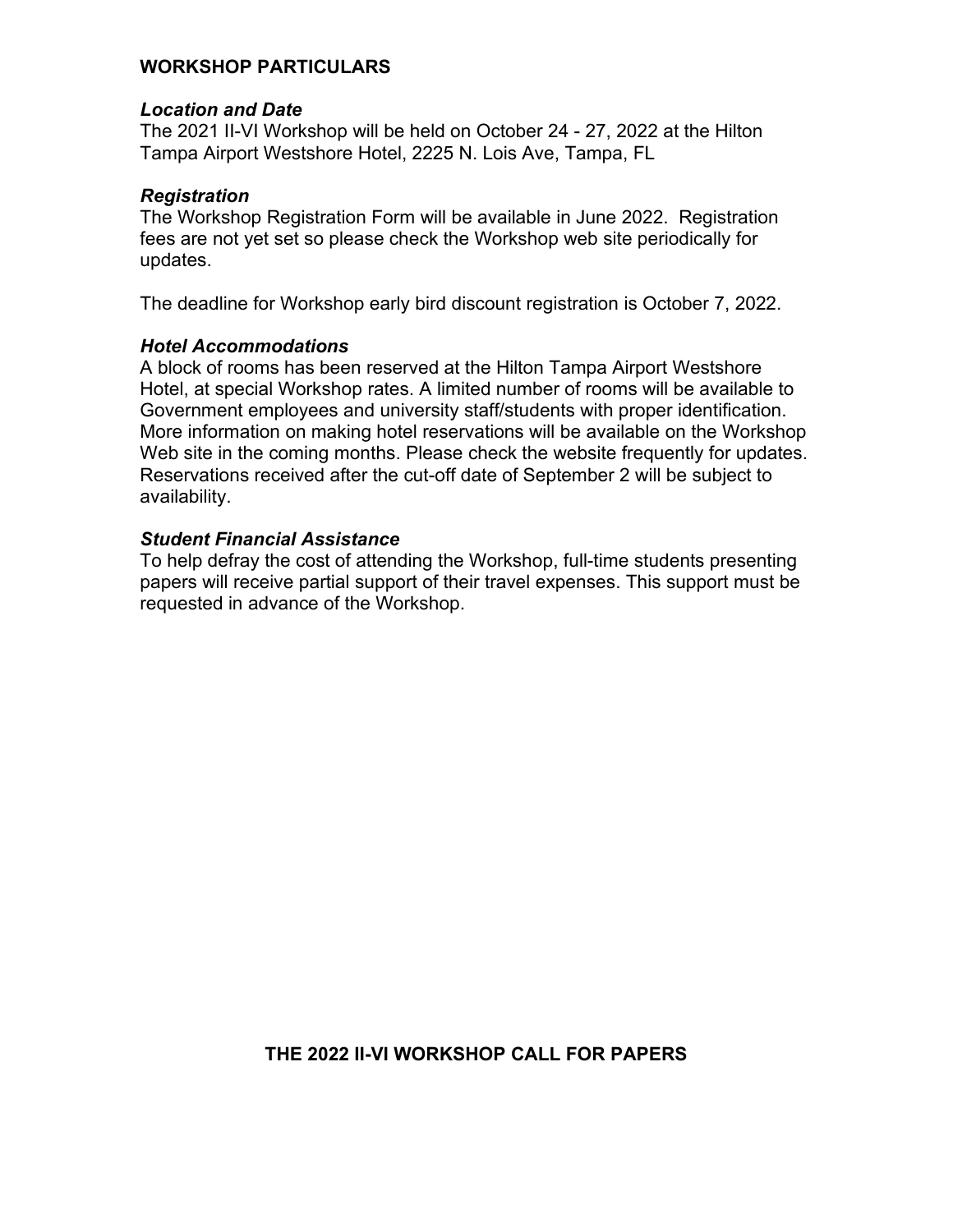## WORKSHOP PARTICULARS

### *Location and Date*

The 2021 II-VI Workshop will be held on October 24 - 27, 2022 at the Hilton Tampa Airport Westshore Hotel, 2225 N. Lois Ave, Tampa, FL

### *Registration*

The Workshop Registration Form will be available in June 2022. Registration fees are not yet set so please check the Workshop web site periodically for updates.

The deadline for Workshop early bird discount registration is October 7, 2022.

### *Hotel Accommodations*

A block of rooms has been reserved at the Hilton Tampa Airport Westshore Hotel, at special Workshop rates. A limited number of rooms will be available to Government employees and university staff/students with proper identification. More information on making hotel reservations will be available on the Workshop Web site in the coming months. Please check the website frequently for updates. Reservations received after the cut-off date of September 2 will be subject to availability.

### *Student Financial Assistance*

To help defray the cost of attending the Workshop, full-time students presenting papers will receive partial support of their travel expenses. This support must be requested in advance of the Workshop.

**THE 2022 II-VI WORKSHOP CALL FOR PAPERS**